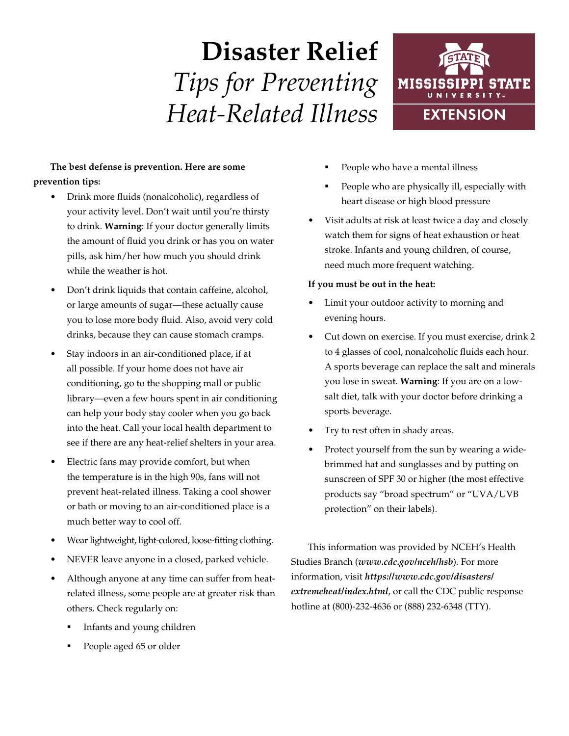# Disaster Relief

## *Tips for Preventing Heat-Related Illness*

**The best defense is prevention. Here are some prevention tips:**

- Drink more fluids (nonalcoholic), regardless of your activity level. Don't wait until you're thirsty to drink. **Warning**: If your doctor generally limits the amount of fluid you drink or has you on water pills, ask him/her how much you should drink while the weather is hot.
- Don't drink liquids that contain caffeine, alcohol, or large amounts of sugar—these actually cause you to lose more body fluid. Also, avoid very cold drinks, because they can cause stomach cramps.
- Stay indoors in an air-conditioned place, if at all possible. If your home does not have air conditioning, go to the shopping mall or public library—even a few hours spent in air conditioning can help your body stay cooler when you go back into the heat. Call your local health department to see if there are any heat-relief shelters in your area.
- Electric fans may provide comfort, but when the temperature is in the high 90s, fans will not prevent heat-related illness. Taking a cool shower or bath or moving to an air-conditioned place is a much better way to cool off.
- Wear lightweight, light-colored, loose-fitting clothing.
- NEVER leave anyone in a closed, parked vehicle.
- Although anyone at any time can suffer from heat-related illness, some people are at greater risk than others. Check regularly on:
  - Infants and young children
  - People aged 65 or older
  - People who have a mental illness
  - People who are physically ill, especially with heart disease or high blood pressure
- Visit adults at risk at least twice a day and closely watch them for signs of heat exhaustion or heat stroke. Infants and young children, of course, need much more frequent watching.

**If you must be out in the heat:**

- Limit your outdoor activity to morning and evening hours.
- Cut down on exercise. If you must exercise, drink 2 to 4 glasses of cool, nonalcoholic fluids each hour. A sports beverage can replace the salt and minerals you lose in sweat. **Warning**: If you are on a low-salt diet, talk with your doctor before drinking a sports beverage.
- Try to rest often in shady areas.
- Protect yourself from the sun by wearing a wide-brimmed hat and sunglasses and by putting on sunscreen of SPF 30 or higher (the most effective products say "broad spectrum" or "UVA/UVB protection" on their labels).

This information was provided by NCEH's Health Studies Branch (***www.cdc.gov/nceh/hsb***). For more information, visit ***https://www.cdc.gov/disasters/extremeheat/index.html***, or call the CDC public response hotline at (800)-232-4636 or (888) 232-6348 (TTY).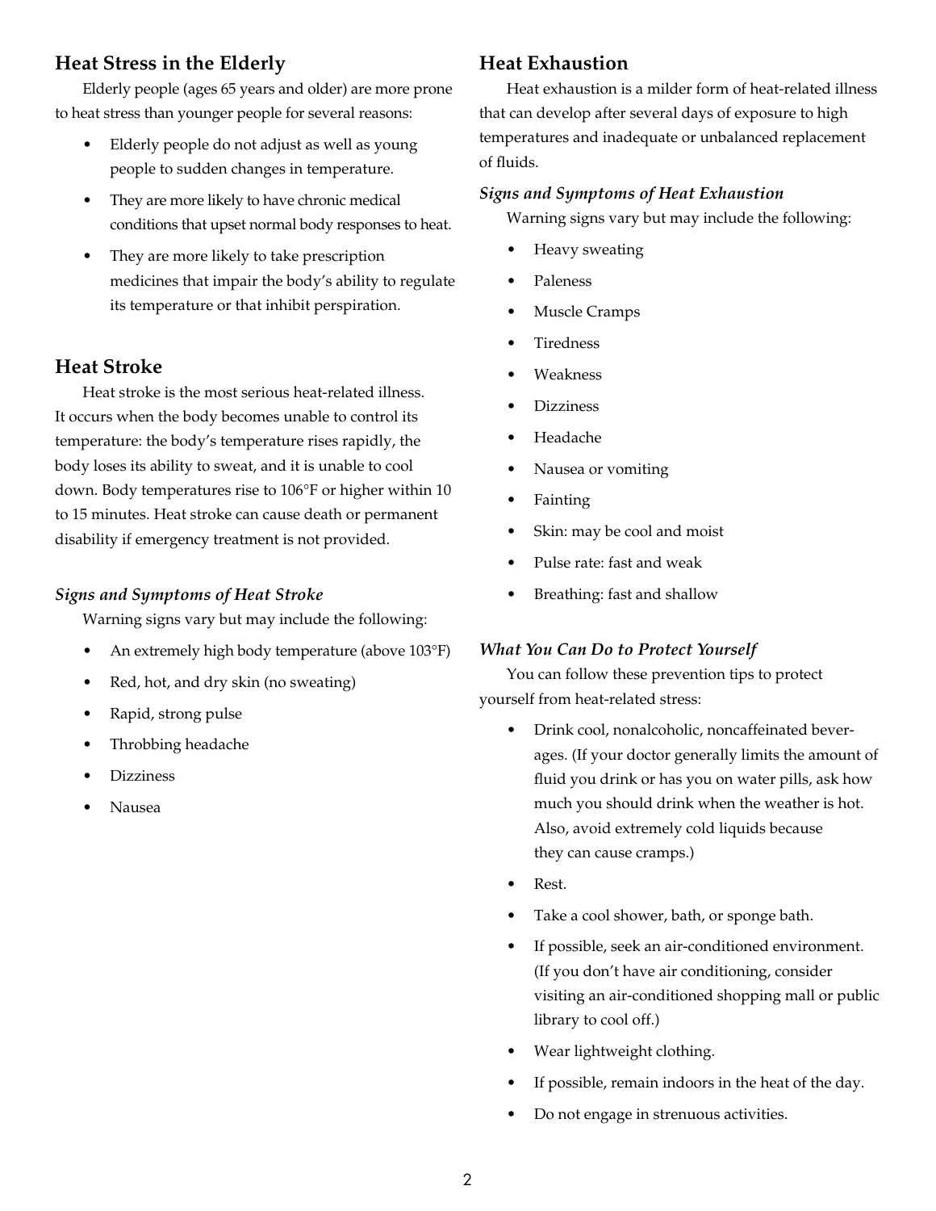## Heat Stress in the Elderly

Elderly people (ages 65 years and older) are more prone to heat stress than younger people for several reasons:

- Elderly people do not adjust as well as young people to sudden changes in temperature.
- They are more likely to have chronic medical conditions that upset normal body responses to heat.
- They are more likely to take prescription medicines that impair the body's ability to regulate its temperature or that inhibit perspiration.

## Heat Stroke

Heat stroke is the most serious heat-related illness. It occurs when the body becomes unable to control its temperature: the body's temperature rises rapidly, the body loses its ability to sweat, and it is unable to cool down. Body temperatures rise to 106°F or higher within 10 to 15 minutes. Heat stroke can cause death or permanent disability if emergency treatment is not provided.

### *Signs and Symptoms of Heat Stroke*

Warning signs vary but may include the following:

- An extremely high body temperature (above 103°F)
- Red, hot, and dry skin (no sweating)
- Rapid, strong pulse
- Throbbing headache
- Dizziness
- Nausea

## Heat Exhaustion

Heat exhaustion is a milder form of heat-related illness that can develop after several days of exposure to high temperatures and inadequate or unbalanced replacement of fluids.

### *Signs and Symptoms of Heat Exhaustion*

Warning signs vary but may include the following:

- Heavy sweating
- Paleness
- Muscle Cramps
- Tiredness
- Weakness
- Dizziness
- Headache
- Nausea or vomiting
- Fainting
- Skin: may be cool and moist
- Pulse rate: fast and weak
- Breathing: fast and shallow

### *What You Can Do to Protect Yourself*

You can follow these prevention tips to protect yourself from heat-related stress:

- Drink cool, nonalcoholic, noncaffeinated beverages. (If your doctor generally limits the amount of fluid you drink or has you on water pills, ask how much you should drink when the weather is hot. Also, avoid extremely cold liquids because they can cause cramps.)
- Rest.
- Take a cool shower, bath, or sponge bath.
- If possible, seek an air-conditioned environment. (If you don't have air conditioning, consider visiting an air-conditioned shopping mall or public library to cool off.)
- Wear lightweight clothing.
- If possible, remain indoors in the heat of the day.
- Do not engage in strenuous activities.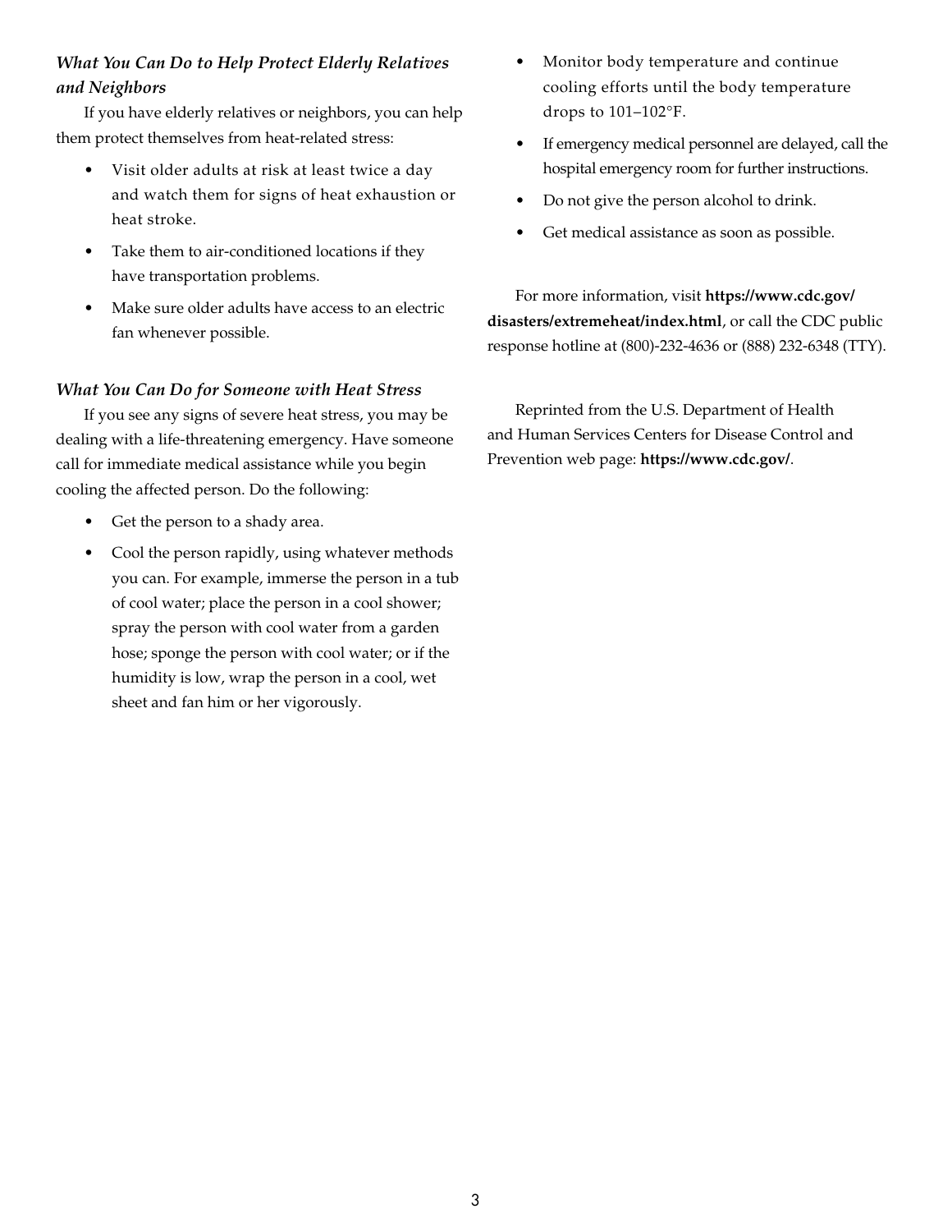### *What You Can Do to Help Protect Elderly Relatives and Neighbors*

If you have elderly relatives or neighbors, you can help them protect themselves from heat-related stress:

- Visit older adults at risk at least twice a day and watch them for signs of heat exhaustion or heat stroke.
- Take them to air-conditioned locations if they have transportation problems.
- Make sure older adults have access to an electric fan whenever possible.

### *What You Can Do for Someone with Heat Stress*

If you see any signs of severe heat stress, you may be dealing with a life-threatening emergency. Have someone call for immediate medical assistance while you begin cooling the affected person. Do the following:

- Get the person to a shady area.
- Cool the person rapidly, using whatever methods you can. For example, immerse the person in a tub of cool water; place the person in a cool shower; spray the person with cool water from a garden hose; sponge the person with cool water; or if the humidity is low, wrap the person in a cool, wet sheet and fan him or her vigorously.
- Monitor body temperature and continue cooling efforts until the body temperature drops to 101–102°F.
- If emergency medical personnel are delayed, call the hospital emergency room for further instructions.
- Do not give the person alcohol to drink.
- Get medical assistance as soon as possible.

For more information, visit **https://www.cdc.gov/disasters/extremeheat/index.html**, or call the CDC public response hotline at (800)-232-4636 or (888) 232-6348 (TTY).

Reprinted from the U.S. Department of Health and Human Services Centers for Disease Control and Prevention web page: **https://www.cdc.gov/**.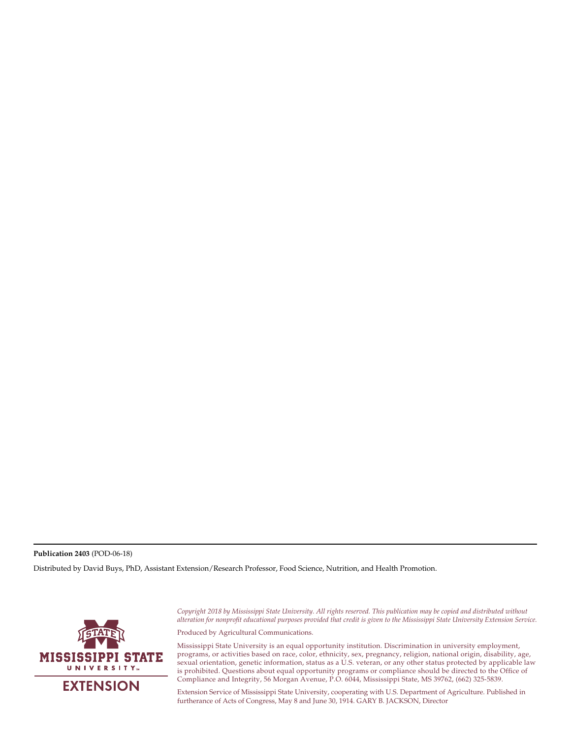**Publication 2403** (POD-06-18)

Distributed by David Buys, PhD, Assistant Extension/Research Professor, Food Science, Nutrition, and Health Promotion.

MISSISSIPPI STATE UNIVERSITY™ EXTENSION

*Copyright 2018 by Mississippi State University. All rights reserved. This publication may be copied and distributed without alteration for nonprofit educational purposes provided that credit is given to the Mississippi State University Extension Service.*

Produced by Agricultural Communications.

Mississippi State University is an equal opportunity institution. Discrimination in university employment, programs, or activities based on race, color, ethnicity, sex, pregnancy, religion, national origin, disability, age, sexual orientation, genetic information, status as a U.S. veteran, or any other status protected by applicable law is prohibited. Questions about equal opportunity programs or compliance should be directed to the Office of Compliance and Integrity, 56 Morgan Avenue, P.O. 6044, Mississippi State, MS 39762, (662) 325-5839.

Extension Service of Mississippi State University, cooperating with U.S. Department of Agriculture. Published in furtherance of Acts of Congress, May 8 and June 30, 1914. GARY B. JACKSON, Director